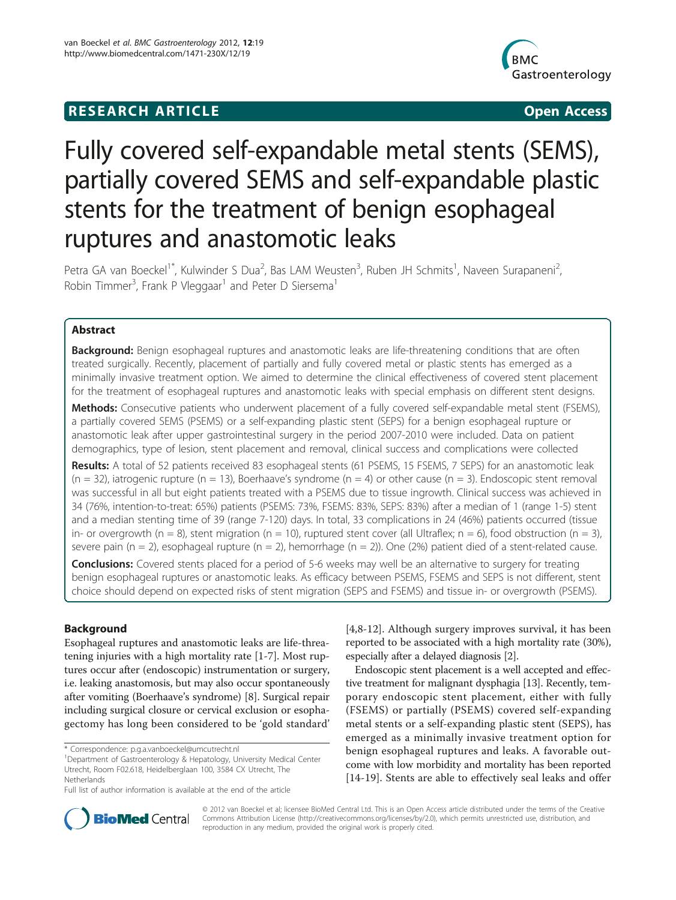RESEARCH ARTICLE **Open Access**

# Fully covered self-expandable metal stents (SEMS), partially covered SEMS and self-expandable plastic stents for the treatment of benign esophageal ruptures and anastomotic leaks

Petra GA van Boeckel[1*], Kulwinder S Dua[2], Bas LAM Weusten[3], Ruben JH Schmits[1], Naveen Surapaneni[2], Robin Timmer[3], Frank P Vleggaar[1] and Peter D Siersema[1]

## Abstract

**Background:** Benign esophageal ruptures and anastomotic leaks are life-threatening conditions that are often treated surgically. Recently, placement of partially and fully covered metal or plastic stents has emerged as a minimally invasive treatment option. We aimed to determine the clinical effectiveness of covered stent placement for the treatment of esophageal ruptures and anastomotic leaks with special emphasis on different stent designs.

**Methods:** Consecutive patients who underwent placement of a fully covered self-expandable metal stent (FSEMS), a partially covered SEMS (PSEMS) or a self-expanding plastic stent (SEPS) for a benign esophageal rupture or anastomotic leak after upper gastrointestinal surgery in the period 2007-2010 were included. Data on patient demographics, type of lesion, stent placement and removal, clinical success and complications were collected

**Results:** A total of 52 patients received 83 esophageal stents (61 PSEMS, 15 FSEMS, 7 SEPS) for an anastomotic leak (n = 32), iatrogenic rupture (n = 13), Boerhaave's syndrome (n = 4) or other cause (n = 3). Endoscopic stent removal was successful in all but eight patients treated with a PSEMS due to tissue ingrowth. Clinical success was achieved in 34 (76%, intention-to-treat: 65%) patients (PSEMS: 73%, FSEMS: 83%, SEPS: 83%) after a median of 1 (range 1-5) stent and a median stenting time of 39 (range 7-120) days. In total, 33 complications in 24 (46%) patients occurred (tissue in- or overgrowth (n = 8), stent migration (n = 10), ruptured stent cover (all Ultraflex; n = 6), food obstruction (n = 3), severe pain (n = 2), esophageal rupture (n = 2), hemorrhage (n = 2)). One (2%) patient died of a stent-related cause.

**Conclusions:** Covered stents placed for a period of 5-6 weeks may well be an alternative to surgery for treating benign esophageal ruptures or anastomotic leaks. As efficacy between PSEMS, FSEMS and SEPS is not different, stent choice should depend on expected risks of stent migration (SEPS and FSEMS) and tissue in- or overgrowth (PSEMS).

## Background

Esophageal ruptures and anastomotic leaks are life-threatening injuries with a high mortality rate [1-7]. Most ruptures occur after (endoscopic) instrumentation or surgery, i.e. leaking anastomosis, but may also occur spontaneously after vomiting (Boerhaave's syndrome) [8]. Surgical repair including surgical closure or cervical exclusion or esophagectomy has long been considered to be 'gold standard' [4,8-12]. Although surgery improves survival, it has been reported to be associated with a high mortality rate (30%), especially after a delayed diagnosis [2].

Endoscopic stent placement is a well accepted and effective treatment for malignant dysphagia [13]. Recently, temporary endoscopic stent placement, either with fully (FSEMS) or partially (PSEMS) covered self-expanding metal stents or a self-expanding plastic stent (SEPS), has emerged as a minimally invasive treatment option for benign esophageal ruptures and leaks. A favorable outcome with low morbidity and mortality has been reported [14-19]. Stents are able to effectively seal leaks and offer

\* Correspondence: p.g.a.vanboeckel@umcutrecht.nl
[1]Department of Gastroenterology & Hepatology, University Medical Center Utrecht, Room F02.618, Heidelberglaan 100, 3584 CX Utrecht, The Netherlands
Full list of author information is available at the end of the article

© 2012 van Boeckel et al; licensee BioMed Central Ltd. This is an Open Access article distributed under the terms of the Creative Commons Attribution License (http://creativecommons.org/licenses/by/2.0), which permits unrestricted use, distribution, and reproduction in any medium, provided the original work is properly cited.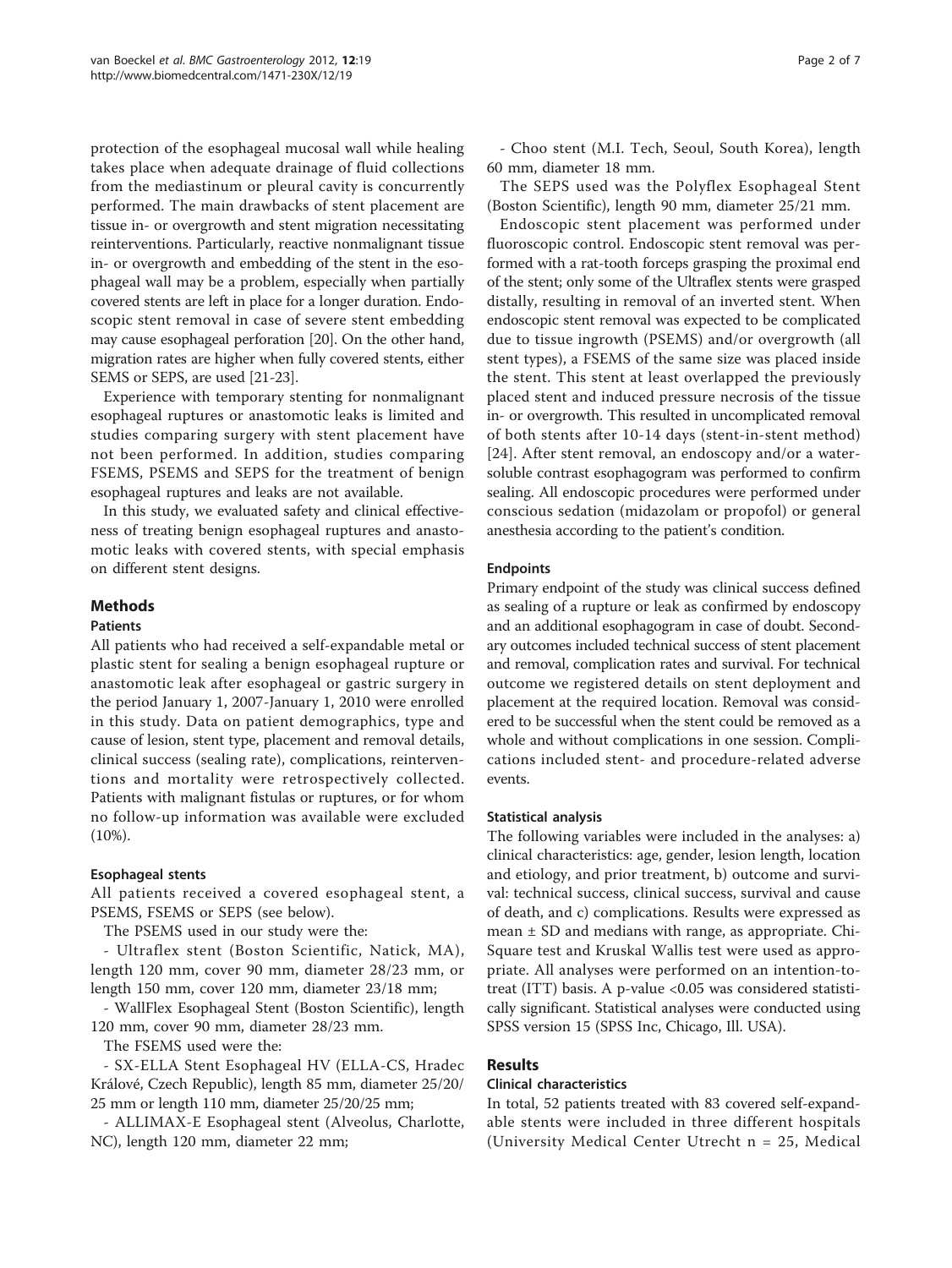protection of the esophageal mucosal wall while healing takes place when adequate drainage of fluid collections from the mediastinum or pleural cavity is concurrently performed. The main drawbacks of stent placement are tissue in- or overgrowth and stent migration necessitating reinterventions. Particularly, reactive nonmalignant tissue in- or overgrowth and embedding of the stent in the esophageal wall may be a problem, especially when partially covered stents are left in place for a longer duration. Endoscopic stent removal in case of severe stent embedding may cause esophageal perforation [20]. On the other hand, migration rates are higher when fully covered stents, either SEMS or SEPS, are used [21-23].

Experience with temporary stenting for nonmalignant esophageal ruptures or anastomotic leaks is limited and studies comparing surgery with stent placement have not been performed. In addition, studies comparing FSEMS, PSEMS and SEPS for the treatment of benign esophageal ruptures and leaks are not available.

In this study, we evaluated safety and clinical effectiveness of treating benign esophageal ruptures and anastomotic leaks with covered stents, with special emphasis on different stent designs.

## Methods

### Patients

All patients who had received a self-expandable metal or plastic stent for sealing a benign esophageal rupture or anastomotic leak after esophageal or gastric surgery in the period January 1, 2007-January 1, 2010 were enrolled in this study. Data on patient demographics, type and cause of lesion, stent type, placement and removal details, clinical success (sealing rate), complications, reinterventions and mortality were retrospectively collected. Patients with malignant fistulas or ruptures, or for whom no follow-up information was available were excluded (10%).

### Esophageal stents

All patients received a covered esophageal stent, a PSEMS, FSEMS or SEPS (see below).

The PSEMS used in our study were the:

- Ultraflex stent (Boston Scientific, Natick, MA), length 120 mm, cover 90 mm, diameter 28/23 mm, or length 150 mm, cover 120 mm, diameter 23/18 mm;

- WallFlex Esophageal Stent (Boston Scientific), length 120 mm, cover 90 mm, diameter 28/23 mm.

The FSEMS used were the:

- SX-ELLA Stent Esophageal HV (ELLA-CS, Hradec Králové, Czech Republic), length 85 mm, diameter 25/20/25 mm or length 110 mm, diameter 25/20/25 mm;

- ALLIMAX-E Esophageal stent (Alveolus, Charlotte, NC), length 120 mm, diameter 22 mm;

- Choo stent (M.I. Tech, Seoul, South Korea), length 60 mm, diameter 18 mm.

The SEPS used was the Polyflex Esophageal Stent (Boston Scientific), length 90 mm, diameter 25/21 mm.

Endoscopic stent placement was performed under fluoroscopic control. Endoscopic stent removal was performed with a rat-tooth forceps grasping the proximal end of the stent; only some of the Ultraflex stents were grasped distally, resulting in removal of an inverted stent. When endoscopic stent removal was expected to be complicated due to tissue ingrowth (PSEMS) and/or overgrowth (all stent types), a FSEMS of the same size was placed inside the stent. This stent at least overlapped the previously placed stent and induced pressure necrosis of the tissue in- or overgrowth. This resulted in uncomplicated removal of both stents after 10-14 days (stent-in-stent method) [24]. After stent removal, an endoscopy and/or a water-soluble contrast esophagogram was performed to confirm sealing. All endoscopic procedures were performed under conscious sedation (midazolam or propofol) or general anesthesia according to the patient's condition.

### Endpoints

Primary endpoint of the study was clinical success defined as sealing of a rupture or leak as confirmed by endoscopy and an additional esophagogram in case of doubt. Secondary outcomes included technical success of stent placement and removal, complication rates and survival. For technical outcome we registered details on stent deployment and placement at the required location. Removal was considered to be successful when the stent could be removed as a whole and without complications in one session. Complications included stent- and procedure-related adverse events.

### Statistical analysis

The following variables were included in the analyses: a) clinical characteristics: age, gender, lesion length, location and etiology, and prior treatment, b) outcome and survival: technical success, clinical success, survival and cause of death, and c) complications. Results were expressed as mean ± SD and medians with range, as appropriate. Chi-Square test and Kruskal Wallis test were used as appropriate. All analyses were performed on an intention-to-treat (ITT) basis. A p-value $<0.05$ was considered statistically significant. Statistical analyses were conducted using SPSS version 15 (SPSS Inc, Chicago, Ill. USA).

## Results

### Clinical characteristics

In total, 52 patients treated with 83 covered self-expandable stents were included in three different hospitals (University Medical Center Utrecht n = 25, Medical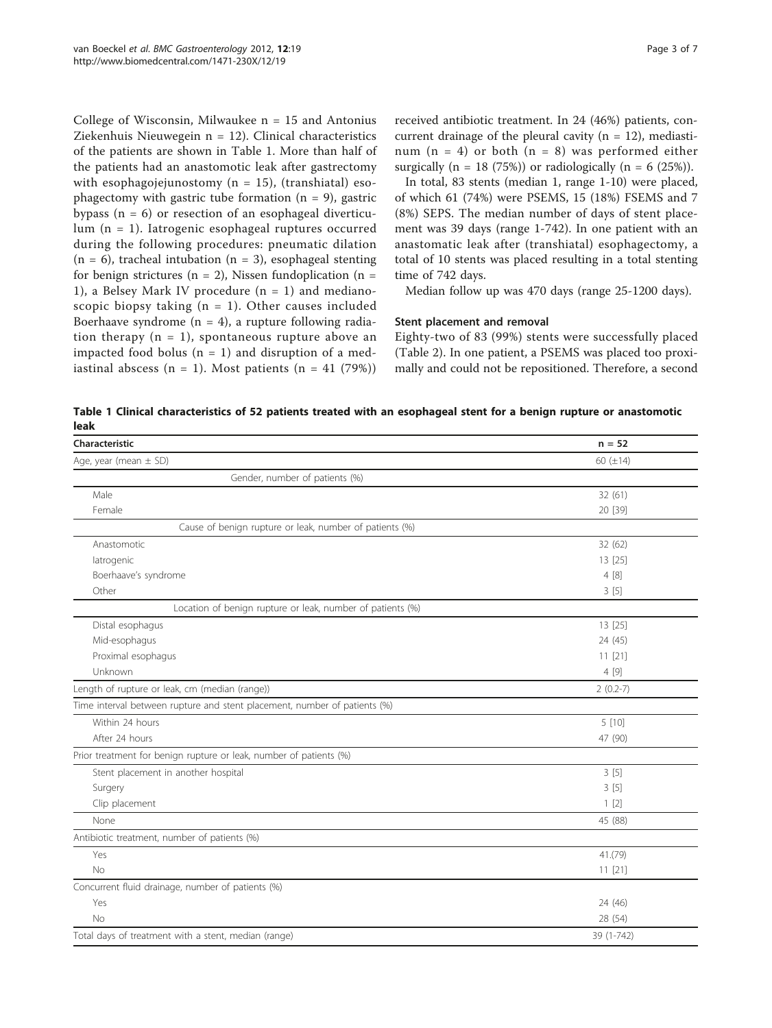College of Wisconsin, Milwaukee n = 15 and Antonius Ziekenhuis Nieuwegein n = 12). Clinical characteristics of the patients are shown in Table 1. More than half of the patients had an anastomotic leak after gastrectomy with esophagojejunostomy (n = 15), (transhiatal) esophagectomy with gastric tube formation (n = 9), gastric bypass (n = 6) or resection of an esophageal diverticulum (n = 1). Iatrogenic esophageal ruptures occurred during the following procedures: pneumatic dilation (n = 6), tracheal intubation (n = 3), esophageal stenting for benign strictures (n = 2), Nissen fundoplication (n = 1), a Belsey Mark IV procedure (n = 1) and medianoscopic biopsy taking (n = 1). Other causes included Boerhaave syndrome (n = 4), a rupture following radiation therapy (n = 1), spontaneous rupture above an impacted food bolus (n = 1) and disruption of a mediastinal abscess (n = 1). Most patients (n = 41 (79%)) received antibiotic treatment. In 24 (46%) patients, concurrent drainage of the pleural cavity (n = 12), mediastinum (n = 4) or both (n = 8) was performed either surgically (n = 18 (75%)) or radiologically (n = 6 (25%)).

In total, 83 stents (median 1, range 1-10) were placed, of which 61 (74%) were PSEMS, 15 (18%) FSEMS and 7 (8%) SEPS. The median number of days of stent placement was 39 days (range 1-742). In one patient with an anastomatic leak after (transhiatal) esophagectomy, a total of 10 stents was placed resulting in a total stenting time of 742 days.

Median follow up was 470 days (range 25-1200 days).

### Stent placement and removal

Eighty-two of 83 (99%) stents were successfully placed (Table 2). In one patient, a PSEMS was placed too proximally and could not be repositioned. Therefore, a second

**Table 1 Clinical characteristics of 52 patients treated with an esophageal stent for a benign rupture or anastomotic leak**

| Characteristic | n = 52 |
|---|---|
| Age, year (mean ± SD) | 60 (±14) |
| Gender, number of patients (%) | |
| Male | 32 (61) |
| Female | 20 [39] |
| Cause of benign rupture or leak, number of patients (%) | |
| Anastomotic | 32 (62) |
| Iatrogenic | 13 [25] |
| Boerhaave's syndrome | 4 [8] |
| Other | 3 [5] |
| Location of benign rupture or leak, number of patients (%) | |
| Distal esophagus | 13 [25] |
| Mid-esophagus | 24 (45) |
| Proximal esophagus | 11 [21] |
| Unknown | 4 [9] |
| Length of rupture or leak, cm (median (range)) | 2 (0.2-7) |
| Time interval between rupture and stent placement, number of patients (%) | |
| Within 24 hours | 5 [10] |
| After 24 hours | 47 (90) |
| Prior treatment for benign rupture or leak, number of patients (%) | |
| Stent placement in another hospital | 3 [5] |
| Surgery | 3 [5] |
| Clip placement | 1 [2] |
| None | 45 (88) |
| Antibiotic treatment, number of patients (%) | |
| Yes | 41.(79) |
| No | 11 [21] |
| Concurrent fluid drainage, number of patients (%) | |
| Yes | 24 (46) |
| No | 28 (54) |
| Total days of treatment with a stent, median (range) | 39 (1-742) |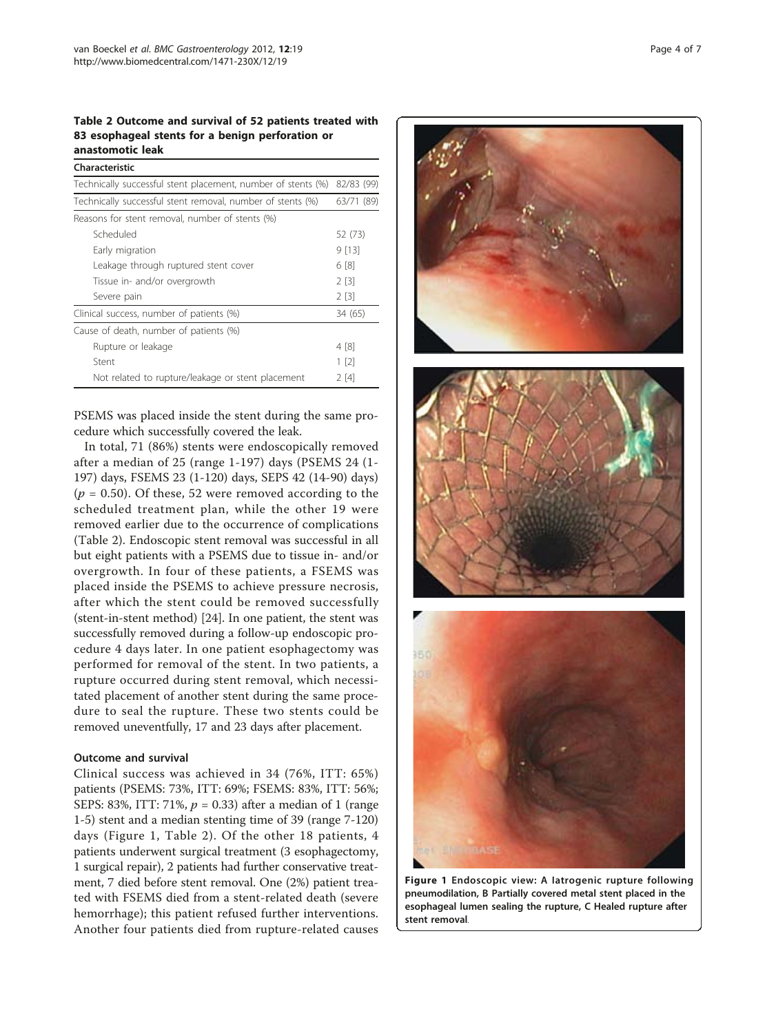**Table 2 Outcome and survival of 52 patients treated with 83 esophageal stents for a benign perforation or anastomotic leak**

| Characteristic | |
|---|---|
| Technically successful stent placement, number of stents (%) | 82/83 (99) |
| Technically successful stent removal, number of stents (%) | 63/71 (89) |
| Reasons for stent removal, number of stents (%) | |
| Scheduled | 52 (73) |
| Early migration | 9 [13] |
| Leakage through ruptured stent cover | 6 [8] |
| Tissue in- and/or overgrowth | 2 [3] |
| Severe pain | 2 [3] |
| Clinical success, number of patients (%) | 34 (65) |
| Cause of death, number of patients (%) | |
| Rupture or leakage | 4 [8] |
| Stent | 1 [2] |
| Not related to rupture/leakage or stent placement | 2 [4] |

PSEMS was placed inside the stent during the same procedure which successfully covered the leak.

In total, 71 (86%) stents were endoscopically removed after a median of 25 (range 1-197) days (PSEMS 24 (1-197) days, FSEMS 23 (1-120) days, SEPS 42 (14-90) days) ($p$ = 0.50). Of these, 52 were removed according to the scheduled treatment plan, while the other 19 were removed earlier due to the occurrence of complications (Table 2). Endoscopic stent removal was successful in all but eight patients with a PSEMS due to tissue in- and/or overgrowth. In four of these patients, a FSEMS was placed inside the PSEMS to achieve pressure necrosis, after which the stent could be removed successfully (stent-in-stent method) [24]. In one patient, the stent was successfully removed during a follow-up endoscopic procedure 4 days later. In one patient esophagectomy was performed for removal of the stent. In two patients, a rupture occurred during stent removal, which necessitated placement of another stent during the same procedure to seal the rupture. These two stents could be removed uneventfully, 17 and 23 days after placement.

### Outcome and survival

Clinical success was achieved in 34 (76%, ITT: 65%) patients (PSEMS: 73%, ITT: 69%; FSEMS: 83%, ITT: 56%; SEPS: 83%, ITT: 71%, $p$ = 0.33) after a median of 1 (range 1-5) stent and a median stenting time of 39 (range 7-120) days (Figure 1, Table 2). Of the other 18 patients, 4 patients underwent surgical treatment (3 esophagectomy, 1 surgical repair), 2 patients had further conservative treatment, 7 died before stent removal. One (2%) patient treated with FSEMS died from a stent-related death (severe hemorrhage); this patient refused further interventions. Another four patients died from rupture-related causes

**Figure 1 Endoscopic view: A Iatrogenic rupture following pneumodilation, B Partially covered metal stent placed in the esophageal lumen sealing the rupture, C Healed rupture after stent removal.**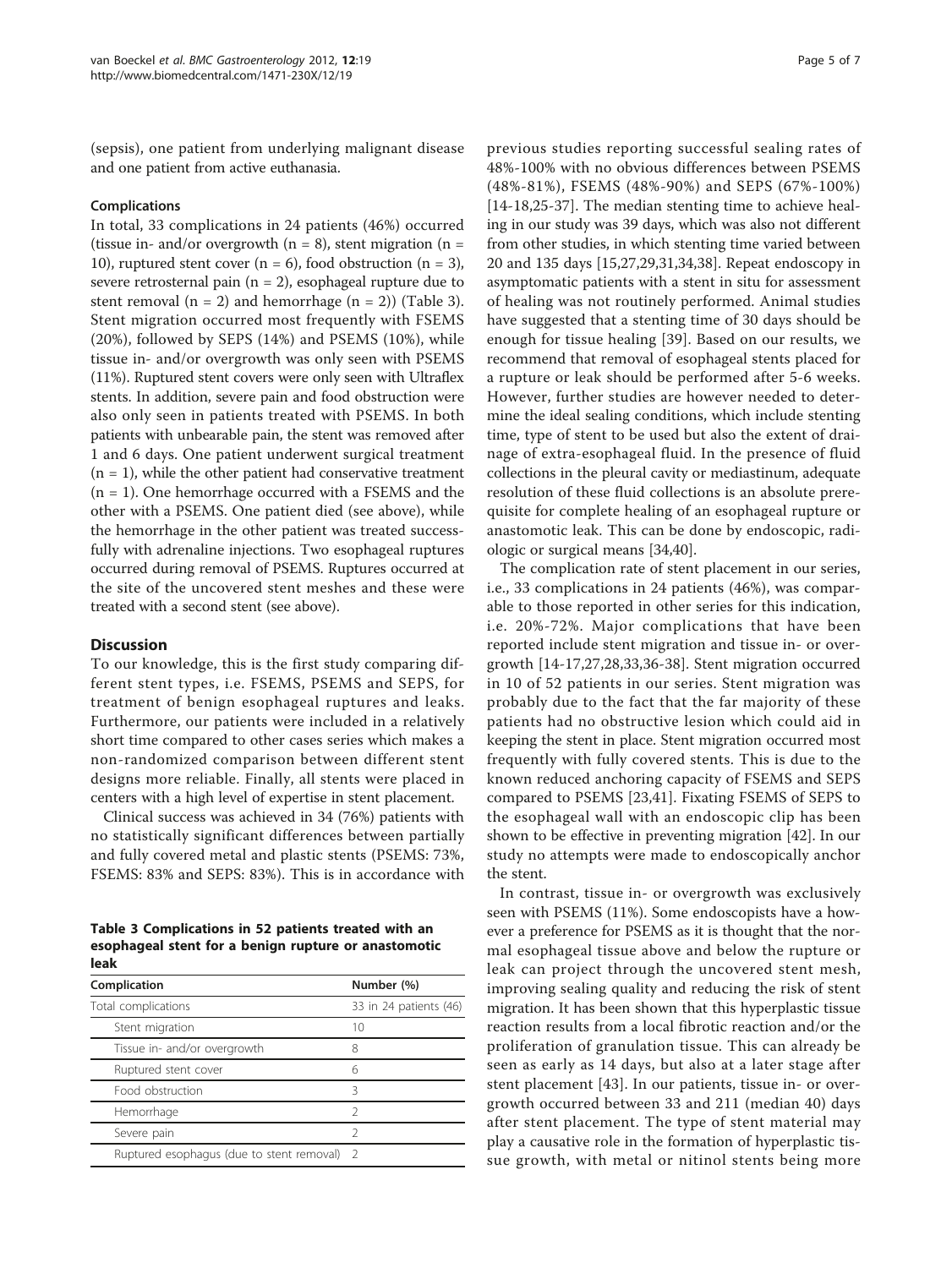(sepsis), one patient from underlying malignant disease and one patient from active euthanasia.

#### Complications

In total, 33 complications in 24 patients (46%) occurred (tissue in- and/or overgrowth (n = 8), stent migration (n = 10), ruptured stent cover (n = 6), food obstruction (n = 3), severe retrosternal pain (n = 2), esophageal rupture due to stent removal (n = 2) and hemorrhage (n = 2)) (Table 3). Stent migration occurred most frequently with FSEMS (20%), followed by SEPS (14%) and PSEMS (10%), while tissue in- and/or overgrowth was only seen with PSEMS (11%). Ruptured stent covers were only seen with Ultraflex stents. In addition, severe pain and food obstruction were also only seen in patients treated with PSEMS. In both patients with unbearable pain, the stent was removed after 1 and 6 days. One patient underwent surgical treatment (n = 1), while the other patient had conservative treatment (n = 1). One hemorrhage occurred with a FSEMS and the other with a PSEMS. One patient died (see above), while the hemorrhage in the other patient was treated successfully with adrenaline injections. Two esophageal ruptures occurred during removal of PSEMS. Ruptures occurred at the site of the uncovered stent meshes and these were treated with a second stent (see above).

### Discussion

To our knowledge, this is the first study comparing different stent types, i.e. FSEMS, PSEMS and SEPS, for treatment of benign esophageal ruptures and leaks. Furthermore, our patients were included in a relatively short time compared to other cases series which makes a non-randomized comparison between different stent designs more reliable. Finally, all stents were placed in centers with a high level of expertise in stent placement.

Clinical success was achieved in 34 (76%) patients with no statistically significant differences between partially and fully covered metal and plastic stents (PSEMS: 73%, FSEMS: 83% and SEPS: 83%). This is in accordance with previous studies reporting successful sealing rates of 48%-100% with no obvious differences between PSEMS (48%-81%), FSEMS (48%-90%) and SEPS (67%-100%) [14-18,25-37]. The median stenting time to achieve healing in our study was 39 days, which was also not different from other studies, in which stenting time varied between 20 and 135 days [15,27,29,31,34,38]. Repeat endoscopy in asymptomatic patients with a stent in situ for assessment of healing was not routinely performed. Animal studies have suggested that a stenting time of 30 days should be enough for tissue healing [39]. Based on our results, we recommend that removal of esophageal stents placed for a rupture or leak should be performed after 5-6 weeks. However, further studies are however needed to determine the ideal sealing conditions, which include stenting time, type of stent to be used but also the extent of drainage of extra-esophageal fluid. In the presence of fluid collections in the pleural cavity or mediastinum, adequate resolution of these fluid collections is an absolute prerequisite for complete healing of an esophageal rupture or anastomotic leak. This can be done by endoscopic, radiologic or surgical means [34,40].

The complication rate of stent placement in our series, i.e., 33 complications in 24 patients (46%), was comparable to those reported in other series for this indication, i.e. 20%-72%. Major complications that have been reported include stent migration and tissue in- or overgrowth [14-17,27,28,33,36-38]. Stent migration occurred in 10 of 52 patients in our series. Stent migration was probably due to the fact that the far majority of these patients had no obstructive lesion which could aid in keeping the stent in place. Stent migration occurred most frequently with fully covered stents. This is due to the known reduced anchoring capacity of FSEMS and SEPS compared to PSEMS [23,41]. Fixating FSEMS of SEPS to the esophageal wall with an endoscopic clip has been shown to be effective in preventing migration [42]. In our study no attempts were made to endoscopically anchor the stent.

In contrast, tissue in- or overgrowth was exclusively seen with PSEMS (11%). Some endoscopists have a however a preference for PSEMS as it is thought that the normal esophageal tissue above and below the rupture or leak can project through the uncovered stent mesh, improving sealing quality and reducing the risk of stent migration. It has been shown that this hyperplastic tissue reaction results from a local fibrotic reaction and/or the proliferation of granulation tissue. This can already be seen as early as 14 days, but also at a later stage after stent placement [43]. In our patients, tissue in- or overgrowth occurred between 33 and 211 (median 40) days after stent placement. The type of stent material may play a causative role in the formation of hyperplastic tissue growth, with metal or nitinol stents being more

**Table 3 Complications in 52 patients treated with an esophageal stent for a benign rupture or anastomotic leak**

| Complication | Number (%) |
|---|---|
| Total complications | 33 in 24 patients (46) |
| Stent migration | 10 |
| Tissue in- and/or overgrowth | 8 |
| Ruptured stent cover | 6 |
| Food obstruction | 3 |
| Hemorrhage | 2 |
| Severe pain | 2 |
| Ruptured esophagus (due to stent removal) | 2 |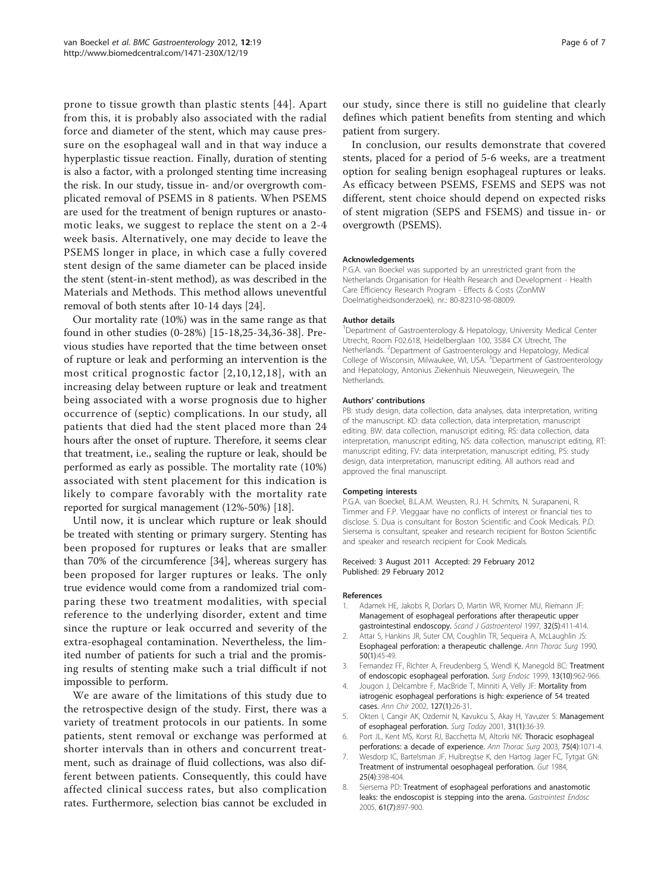prone to tissue growth than plastic stents [44]. Apart from this, it is probably also associated with the radial force and diameter of the stent, which may cause pressure on the esophageal wall and in that way induce a hyperplastic tissue reaction. Finally, duration of stenting is also a factor, with a prolonged stenting time increasing the risk. In our study, tissue in- and/or overgrowth complicated removal of PSEMS in 8 patients. When PSEMS are used for the treatment of benign ruptures or anastomotic leaks, we suggest to replace the stent on a 2-4 week basis. Alternatively, one may decide to leave the PSEMS longer in place, in which case a fully covered stent design of the same diameter can be placed inside the stent (stent-in-stent method), as was described in the Materials and Methods. This method allows uneventful removal of both stents after 10-14 days [24].

Our mortality rate (10%) was in the same range as that found in other studies (0-28%) [15-18,25-34,36-38]. Previous studies have reported that the time between onset of rupture or leak and performing an intervention is the most critical prognostic factor [2,10,12,18], with an increasing delay between rupture or leak and treatment being associated with a worse prognosis due to higher occurrence of (septic) complications. In our study, all patients that died had the stent placed more than 24 hours after the onset of rupture. Therefore, it seems clear that treatment, i.e., sealing the rupture or leak, should be performed as early as possible. The mortality rate (10%) associated with stent placement for this indication is likely to compare favorably with the mortality rate reported for surgical management (12%-50%) [18].

Until now, it is unclear which rupture or leak should be treated with stenting or primary surgery. Stenting has been proposed for ruptures or leaks that are smaller than 70% of the circumference [34], whereas surgery has been proposed for larger ruptures or leaks. The only true evidence would come from a randomized trial comparing these two treatment modalities, with special reference to the underlying disorder, extent and time since the rupture or leak occurred and severity of the extra-esophageal contamination. Nevertheless, the limited number of patients for such a trial and the promising results of stenting make such a trial difficult if not impossible to perform.

We are aware of the limitations of this study due to the retrospective design of the study. First, there was a variety of treatment protocols in our patients. In some patients, stent removal or exchange was performed at shorter intervals than in others and concurrent treatment, such as drainage of fluid collections, was also different between patients. Consequently, this could have affected clinical success rates, but also complication rates. Furthermore, selection bias cannot be excluded in our study, since there is still no guideline that clearly defines which patient benefits from stenting and which patient from surgery.

In conclusion, our results demonstrate that covered stents, placed for a period of 5-6 weeks, are a treatment option for sealing benign esophageal ruptures or leaks. As efficacy between PSEMS, FSEMS and SEPS was not different, stent choice should depend on expected risks of stent migration (SEPS and FSEMS) and tissue in- or overgrowth (PSEMS).

#### Acknowledgements

P.G.A. van Boeckel was supported by an unrestricted grant from the Netherlands Organisation for Health Research and Development - Health Care Efficiency Research Program - Effects & Costs (ZonMW Doelmatigheidsonderzoek), nr.: 80-82310-98-08009.

#### Author details

[1]Department of Gastroenterology & Hepatology, University Medical Center Utrecht, Room F02.618, Heidelberglaan 100, 3584 CX Utrecht, The Netherlands. [2]Department of Gastroenterology and Hepatology, Medical College of Wisconsin, Milwaukee, WI, USA. [3]Department of Gastroenterology and Hepatology, Antonius Ziekenhuis Nieuwegein, Nieuwegein, The Netherlands.

#### Authors' contributions

PB: study design, data collection, data analyses, data interpretation, writing of the manuscript. KD: data collection, data interpretation, manuscript editing. BW: data collection, manuscript editing, RS: data collection, data interpretation, manuscript editing, NS: data collection, manuscript editing, RT: manuscript editing, FV: data interpretation, manuscript editing, PS: study design, data interpretation, manuscript editing. All authors read and approved the final manuscript.

#### Competing interests

P.G.A. van Boeckel, B.L.A.M. Weusten, R.J. H. Schmits, N. Surapaneni, R. Timmer and F.P. Vleggaar have no conflicts of interest or financial ties to disclose. S. Dua is consultant for Boston Scientific and Cook Medicals. P.D. Siersema is consultant, speaker and research recipient for Boston Scientific and speaker and research recipient for Cook Medicals.

Received: 3 August 2011 Accepted: 29 February 2012
Published: 29 February 2012

#### References

1. Adamek HE, Jakobs R, Dorlars D, Martin WR, Kromer MU, Riemann JF: **Management of esophageal perforations after therapeutic upper gastrointestinal endoscopy.** *Scand J Gastroenterol* 1997, **32(5)**:411-414.
2. Attar S, Hankins JR, Suter CM, Coughlin TR, Sequeira A, McLaughlin JS: **Esophageal perforation: a therapeutic challenge.** *Ann Thorac Surg* 1990, **50(1)**:45-49.
3. Fernandez FF, Richter A, Freudenberg S, Wendl K, Manegold BC: **Treatment of endoscopic esophageal perforation.** *Surg Endosc* 1999, **13(10)**:962-966.
4. Jougon J, Delcambre F, MacBride T, Minniti A, Velly JF: **Mortality from iatrogenic esophageal perforations is high: experience of 54 treated cases.** *Ann Chir* 2002, **127(1)**:26-31.
5. Okten I, Cangir AK, Ozdemir N, Kavukcu S, Akay H, Yavuzer S: **Management of esophageal perforation.** *Surg Today* 2001, **31(1)**:36-39.
6. Port JL, Kent MS, Korst RJ, Bacchetta M, Altorki NK: **Thoracic esophageal perforations: a decade of experience.** *Ann Thorac Surg* 2003, **75(4)**:1071-4.
7. Wesdorp IC, Bartelsman JF, Huibregtse K, den Hartog Jager FC, Tytgat GN: **Treatment of instrumental oesophageal perforation.** *Gut* 1984, **25(4)**:398-404.
8. Siersema PD: **Treatment of esophageal perforations and anastomotic leaks: the endoscopist is stepping into the arena.** *Gastrointest Endosc* 2005, **61(7)**:897-900.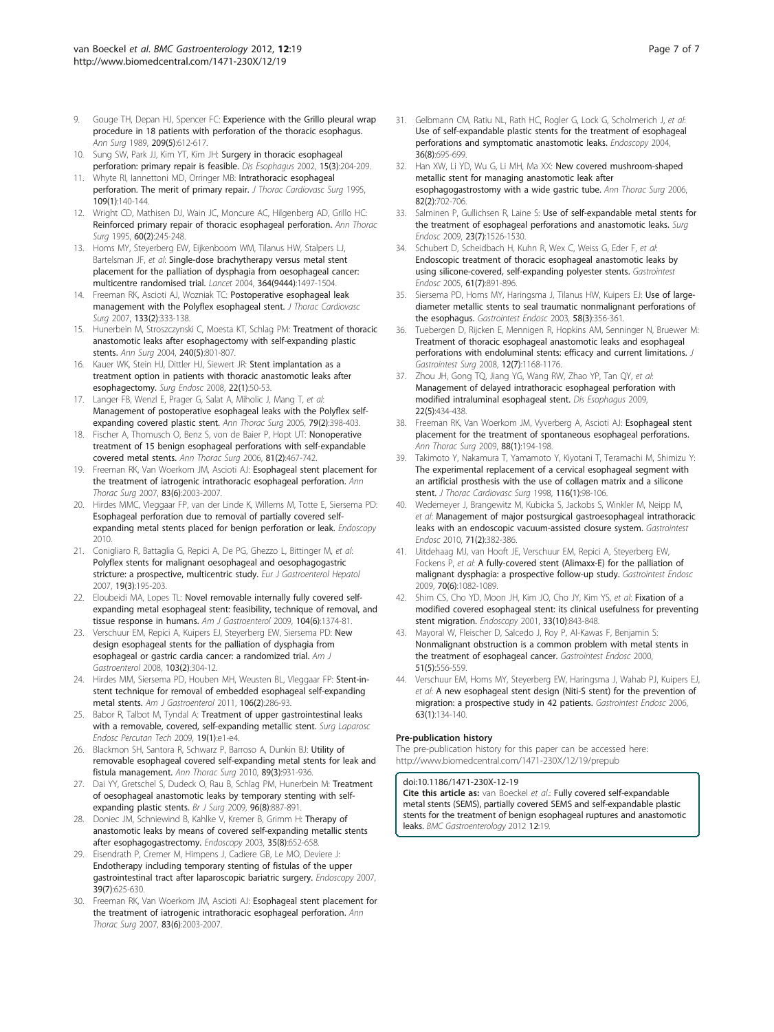9. Gouge TH, Depan HJ, Spencer FC: **Experience with the Grillo pleural wrap procedure in 18 patients with perforation of the thoracic esophagus.** *Ann Surg* 1989, **209(5)**:612-617.
10. Sung SW, Park JJ, Kim YT, Kim JH: **Surgery in thoracic esophageal perforation: primary repair is feasible.** *Dis Esophagus* 2002, **15(3)**:204-209.
11. Whyte RI, Iannettoni MD, Orringer MB: **Intrathoracic esophageal perforation. The merit of primary repair.** *J Thorac Cardiovasc Surg* 1995, **109(1)**:140-144.
12. Wright CD, Mathisen DJ, Wain JC, Moncure AC, Hilgenberg AD, Grillo HC: **Reinforced primary repair of thoracic esophageal perforation.** *Ann Thorac Surg* 1995, **60(2)**:245-248.
13. Homs MY, Steyerberg EW, Eijkenboom WM, Tilanus HW, Stalpers LJ, Bartelsman JF, *et al*: **Single-dose brachytherapy versus metal stent placement for the palliation of dysphagia from oesophageal cancer: multicentre randomised trial.** *Lancet* 2004, **364(9444)**:1497-1504.
14. Freeman RK, Ascioti AJ, Wozniak TC: **Postoperative esophageal leak management with the Polyflex esophageal stent.** *J Thorac Cardiovasc Surg* 2007, **133(2)**:333-338.
15. Hunerbein M, Stroszczynski C, Moesta KT, Schlag PM: **Treatment of thoracic anastomotic leaks after esophagectomy with self-expanding plastic stents.** *Ann Surg* 2004, **240(5)**:801-807.
16. Kauer WK, Stein HJ, Dittler HJ, Siewert JR: **Stent implantation as a treatment option in patients with thoracic anastomotic leaks after esophagectomy.** *Surg Endosc* 2008, **22(1)**:50-53.
17. Langer FB, Wenzl E, Prager G, Salat A, Miholic J, Mang T, *et al*: **Management of postoperative esophageal leaks with the Polyflex self-expanding covered plastic stent.** *Ann Thorac Surg* 2005, **79(2)**:398-403.
18. Fischer A, Thomusch O, Benz S, von de Baier P, Hopt UT: **Nonoperative treatment of 15 benign esophageal perforations with self-expandable covered metal stents.** *Ann Thorac Surg* 2006, **81(2)**:467-742.
19. Freeman RK, Van Woerkom JM, Ascioti AJ: **Esophageal stent placement for the treatment of iatrogenic intrathoracic esophageal perforation.** *Ann Thorac Surg* 2007, **83(6)**:2003-2007.
20. Hirdes MMC, Vleggaar FP, van der Linde K, Willems M, Totte E, Siersema PD: **Esophageal perforation due to removal of partially covered self-expanding metal stents placed for benign perforation or leak.** *Endoscopy* 2010.
21. Conigliaro R, Battaglia G, Repici A, De PG, Ghezzo L, Bittinger M, *et al*: **Polyflex stents for malignant oesophageal and oesophagogastric stricture: a prospective, multicentric study.** *Eur J Gastroenterol Hepatol* 2007, **19(3)**:195-203.
22. Eloubeidi MA, Lopes TL: **Novel removable internally fully covered self-expanding metal esophageal stent: feasibility, technique of removal, and tissue response in humans.** *Am J Gastroenterol* 2009, **104(6)**:1374-81.
23. Verschuur EM, Repici A, Kuipers EJ, Steyerberg EW, Siersema PD: **New design esophageal stents for the palliation of dysphagia from esophageal or gastric cardia cancer: a randomized trial.** *Am J Gastroenterol* 2008, **103(2)**:304-12.
24. Hirdes MM, Siersema PD, Houben MH, Weusten BL, Vleggaar FP: **Stent-in-stent technique for removal of embedded esophageal self-expanding metal stents.** *Am J Gastroenterol* 2011, **106(2)**:286-93.
25. Babor R, Talbot M, Tyndal A: **Treatment of upper gastrointestinal leaks with a removable, covered, self-expanding metallic stent.** *Surg Laparosc Endosc Percutan Tech* 2009, **19(1)**:e1-e4.
26. Blackmon SH, Santora R, Schwarz P, Barroso A, Dunkin BJ: **Utility of removable esophageal covered self-expanding metal stents for leak and fistula management.** *Ann Thorac Surg* 2010, **89(3)**:931-936.
27. Dai YY, Gretschel S, Dudeck O, Rau B, Schlag PM, Hunerbein M: **Treatment of oesophageal anastomotic leaks by temporary stenting with self-expanding plastic stents.** *Br J Surg* 2009, **96(8)**:887-891.
28. Doniec JM, Schniewind B, Kahlke V, Kremer B, Grimm H: **Therapy of anastomotic leaks by means of covered self-expanding metallic stents after esophagogastrectomy.** *Endoscopy* 2003, **35(8)**:652-658.
29. Eisendrath P, Cremer M, Himpens J, Cadiere GB, Le MO, Deviere J: **Endotherapy including temporary stenting of fistulas of the upper gastrointestinal tract after laparoscopic bariatric surgery.** *Endoscopy* 2007, **39(7)**:625-630.
30. Freeman RK, Van Woerkom JM, Ascioti AJ: **Esophageal stent placement for the treatment of iatrogenic intrathoracic esophageal perforation.** *Ann Thorac Surg* 2007, **83(6)**:2003-2007.
31. Gelbmann CM, Ratiu NL, Rath HC, Rogler G, Lock G, Scholmerich J, *et al*: **Use of self-expandable plastic stents for the treatment of esophageal perforations and symptomatic anastomotic leaks.** *Endoscopy* 2004, **36(8)**:695-699.
32. Han XW, Li YD, Wu G, Li MH, Ma XX: **New covered mushroom-shaped metallic stent for managing anastomotic leak after esophagogastrostomy with a wide gastric tube.** *Ann Thorac Surg* 2006, **82(2)**:702-706.
33. Salminen P, Gullichsen R, Laine S: **Use of self-expandable metal stents for the treatment of esophageal perforations and anastomotic leaks.** *Surg Endosc* 2009, **23(7)**:1526-1530.
34. Schubert D, Scheidbach H, Kuhn R, Wex C, Weiss G, Eder F, *et al*: **Endoscopic treatment of thoracic esophageal anastomotic leaks by using silicone-covered, self-expanding polyester stents.** *Gastrointest Endosc* 2005, **61(7)**:891-896.
35. Siersema PD, Homs MY, Haringsma J, Tilanus HW, Kuipers EJ: **Use of large-diameter metallic stents to seal traumatic nonmalignant perforations of the esophagus.** *Gastrointest Endosc* 2003, **58(3)**:356-361.
36. Tuebergen D, Rijcken E, Mennigen R, Hopkins AM, Senninger N, Bruewer M: **Treatment of thoracic esophageal anastomotic leaks and esophageal perforations with endoluminal stents: efficacy and current limitations.** *J Gastrointest Surg* 2008, **12(7)**:1168-1176.
37. Zhou JH, Gong TQ, Jiang YG, Wang RW, Zhao YP, Tan QY, *et al*: **Management of delayed intrathoracic esophageal perforation with modified intraluminal esophageal stent.** *Dis Esophagus* 2009, **22(5)**:434-438.
38. Freeman RK, Van Woerkom JM, Vyverberg A, Ascioti AJ: **Esophageal stent placement for the treatment of spontaneous esophageal perforations.** *Ann Thorac Surg* 2009, **88(1)**:194-198.
39. Takimoto Y, Nakamura T, Yamamoto Y, Kiyotani T, Teramachi M, Shimizu Y: **The experimental replacement of a cervical esophageal segment with an artificial prosthesis with the use of collagen matrix and a silicone stent.** *J Thorac Cardiovasc Surg* 1998, **116(1)**:98-106.
40. Wedemeyer J, Brangewitz M, Kubicka S, Jackobs S, Winkler M, Neipp M, *et al*: **Management of major postsurgical gastroesophageal intrathoracic leaks with an endoscopic vacuum-assisted closure system.** *Gastrointest Endosc* 2010, **71(2)**:382-386.
41. Uitdehaag MJ, van Hooft JE, Verschuur EM, Repici A, Steyerberg EW, Fockens P, *et al*: **A fully-covered stent (Alimaxx-E) for the palliation of malignant dysphagia: a prospective follow-up study.** *Gastrointest Endosc* 2009, **70(6)**:1082-1089.
42. Shim CS, Cho YD, Moon JH, Kim JO, Cho JY, Kim YS, *et al*: **Fixation of a modified covered esophageal stent: its clinical usefulness for preventing stent migration.** *Endoscopy* 2001, **33(10)**:843-848.
43. Mayoral W, Fleischer D, Salcedo J, Roy P, Al-Kawas F, Benjamin S: **Nonmalignant obstruction is a common problem with metal stents in the treatment of esophageal cancer.** *Gastrointest Endosc* 2000, **51(5)**:556-559.
44. Verschuur EM, Homs MY, Steyerberg EW, Haringsma J, Wahab PJ, Kuipers EJ, *et al*: **A new esophageal stent design (Niti-S stent) for the prevention of migration: a prospective study in 42 patients.** *Gastrointest Endosc* 2006, **63(1)**:134-140.

## Pre-publication history

The pre-publication history for this paper can be accessed here:
http://www.biomedcentral.com/1471-230X/12/19/prepub

doi:10.1186/1471-230X-12-19

**Cite this article as:** van Boeckel *et al.*: Fully covered self-expandable metal stents (SEMS), partially covered SEMS and self-expandable plastic stents for the treatment of benign esophageal ruptures and anastomotic leaks. *BMC Gastroenterology* 2012 **12**:19.